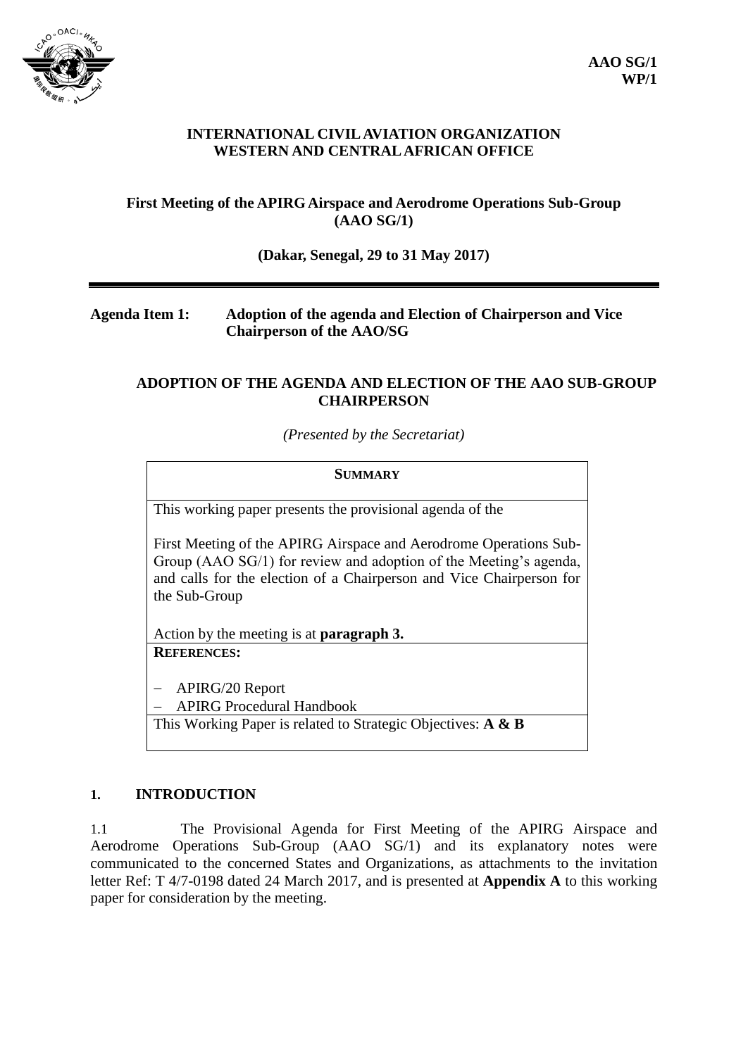**AAO SG/1**
**WP/1**

**INTERNATIONAL CIVIL AVIATION ORGANIZATION**
**WESTERN AND CENTRAL AFRICAN OFFICE**

**First Meeting of the APIRG Airspace and Aerodrome Operations Sub-Group (AAO SG/1)**

**(Dakar, Senegal, 29 to 31 May 2017)**

---

**Agenda Item 1: Adoption of the agenda and Election of Chairperson and Vice Chairperson of the AAO/SG**

## ADOPTION OF THE AGENDA AND ELECTION OF THE AAO SUB-GROUP CHAIRPERSON

*(Presented by the Secretariat)*

| **SUMMARY** |
|---|
| This working paper presents the provisional agenda of the<br><br>First Meeting of the APIRG Airspace and Aerodrome Operations Sub-Group (AAO SG/1) for review and adoption of the Meeting's agenda, and calls for the election of a Chairperson and Vice Chairperson for the Sub-Group<br><br>Action by the meeting is at **paragraph 3.** |
| **REFERENCES:**<br><br>– APIRG/20 Report<br>– APIRG Procedural Handbook |
| This Working Paper is related to Strategic Objectives: **A & B** |

## 1. INTRODUCTION

1.1 The Provisional Agenda for First Meeting of the APIRG Airspace and Aerodrome Operations Sub-Group (AAO SG/1) and its explanatory notes were communicated to the concerned States and Organizations, as attachments to the invitation letter Ref: T 4/7-0198 dated 24 March 2017, and is presented at **Appendix A** to this working paper for consideration by the meeting.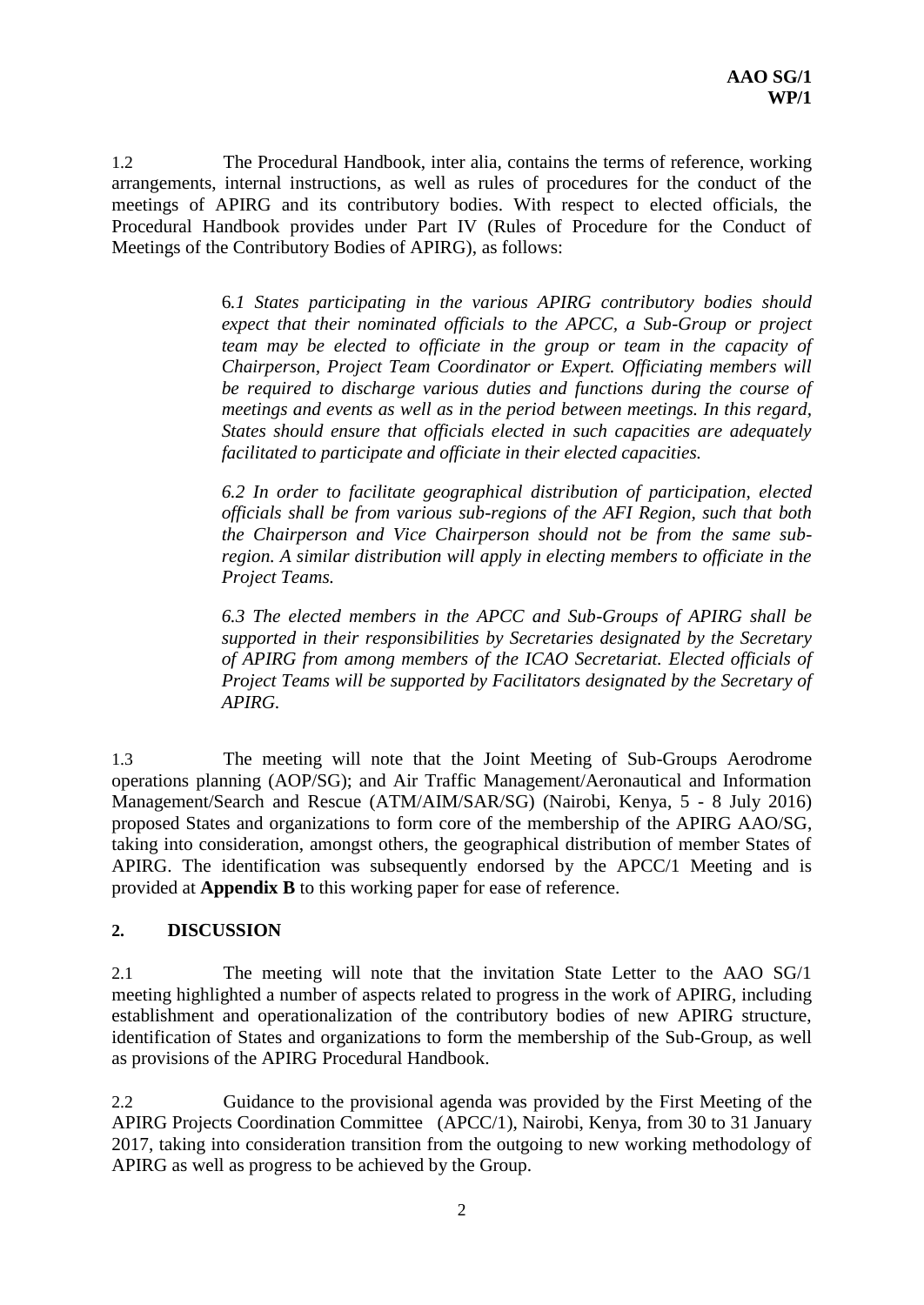1.2 The Procedural Handbook, inter alia, contains the terms of reference, working arrangements, internal instructions, as well as rules of procedures for the conduct of the meetings of APIRG and its contributory bodies. With respect to elected officials, the Procedural Handbook provides under Part IV (Rules of Procedure for the Conduct of Meetings of the Contributory Bodies of APIRG), as follows:

> *6.1 States participating in the various APIRG contributory bodies should expect that their nominated officials to the APCC, a Sub-Group or project team may be elected to officiate in the group or team in the capacity of Chairperson, Project Team Coordinator or Expert. Officiating members will be required to discharge various duties and functions during the course of meetings and events as well as in the period between meetings. In this regard, States should ensure that officials elected in such capacities are adequately facilitated to participate and officiate in their elected capacities.*
>
> *6.2 In order to facilitate geographical distribution of participation, elected officials shall be from various sub-regions of the AFI Region, such that both the Chairperson and Vice Chairperson should not be from the same sub-region. A similar distribution will apply in electing members to officiate in the Project Teams.*
>
> *6.3 The elected members in the APCC and Sub-Groups of APIRG shall be supported in their responsibilities by Secretaries designated by the Secretary of APIRG from among members of the ICAO Secretariat. Elected officials of Project Teams will be supported by Facilitators designated by the Secretary of APIRG.*

1.3 The meeting will note that the Joint Meeting of Sub-Groups Aerodrome operations planning (AOP/SG); and Air Traffic Management/Aeronautical and Information Management/Search and Rescue (ATM/AIM/SAR/SG) (Nairobi, Kenya, 5 - 8 July 2016) proposed States and organizations to form core of the membership of the APIRG AAO/SG, taking into consideration, amongst others, the geographical distribution of member States of APIRG. The identification was subsequently endorsed by the APCC/1 Meeting and is provided at **Appendix B** to this working paper for ease of reference.

## 2. DISCUSSION

2.1 The meeting will note that the invitation State Letter to the AAO SG/1 meeting highlighted a number of aspects related to progress in the work of APIRG, including establishment and operationalization of the contributory bodies of new APIRG structure, identification of States and organizations to form the membership of the Sub-Group, as well as provisions of the APIRG Procedural Handbook.

2.2 Guidance to the provisional agenda was provided by the First Meeting of the APIRG Projects Coordination Committee (APCC/1), Nairobi, Kenya, from 30 to 31 January 2017, taking into consideration transition from the outgoing to new working methodology of APIRG as well as progress to be achieved by the Group.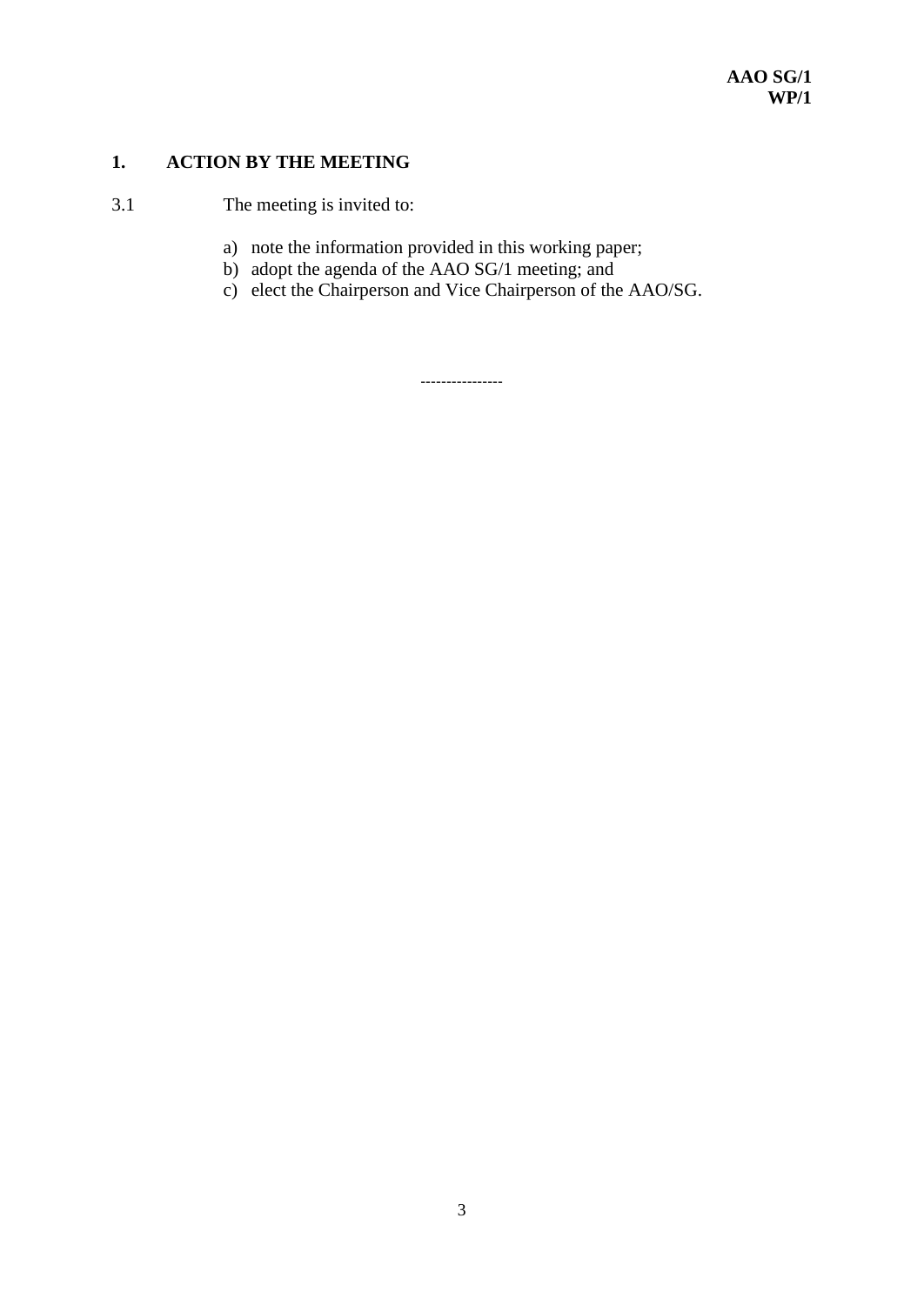## 1. ACTION BY THE MEETING

3.1 The meeting is invited to:

a) note the information provided in this working paper;
b) adopt the agenda of the AAO SG/1 meeting; and
c) elect the Chairperson and Vice Chairperson of the AAO/SG.

----------------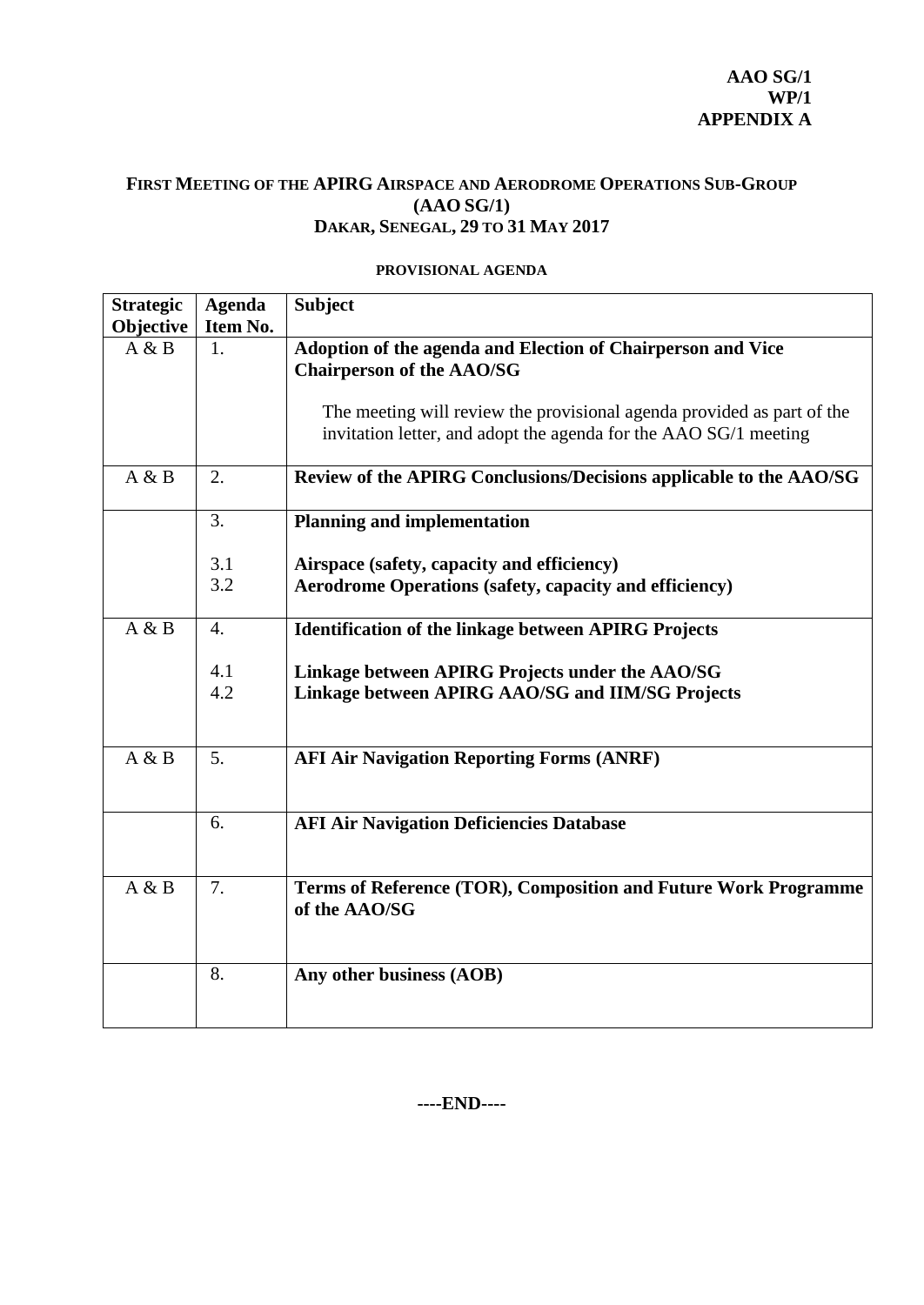**AAO SG/1**
**WP/1**
**APPENDIX A**

**FIRST MEETING OF THE APIRG AIRSPACE AND AERODROME OPERATIONS SUB-GROUP (AAO SG/1)**
**DAKAR, SENEGAL, 29 TO 31 MAY 2017**

**PROVISIONAL AGENDA**

| Strategic Objective | Agenda Item No. | Subject |
|---|---|---|
| A & B | 1. | **Adoption of the agenda and Election of Chairperson and Vice Chairperson of the AAO/SG**<br><br>The meeting will review the provisional agenda provided as part of the invitation letter, and adopt the agenda for the AAO SG/1 meeting |
| A & B | 2. | **Review of the APIRG Conclusions/Decisions applicable to the AAO/SG** |
| | 3.<br><br>3.1<br>3.2 | **Planning and implementation**<br><br>**Airspace (safety, capacity and efficiency)**<br>**Aerodrome Operations (safety, capacity and efficiency)** |
| A & B | 4.<br><br>4.1<br>4.2 | **Identification of the linkage between APIRG Projects**<br><br>**Linkage between APIRG Projects under the AAO/SG**<br>**Linkage between APIRG AAO/SG and IIM/SG Projects** |
| A & B | 5. | **AFI Air Navigation Reporting Forms (ANRF)** |
| | 6. | **AFI Air Navigation Deficiencies Database** |
| A & B | 7. | **Terms of Reference (TOR), Composition and Future Work Programme of the AAO/SG** |
| | 8. | **Any other business (AOB)** |

**----END----**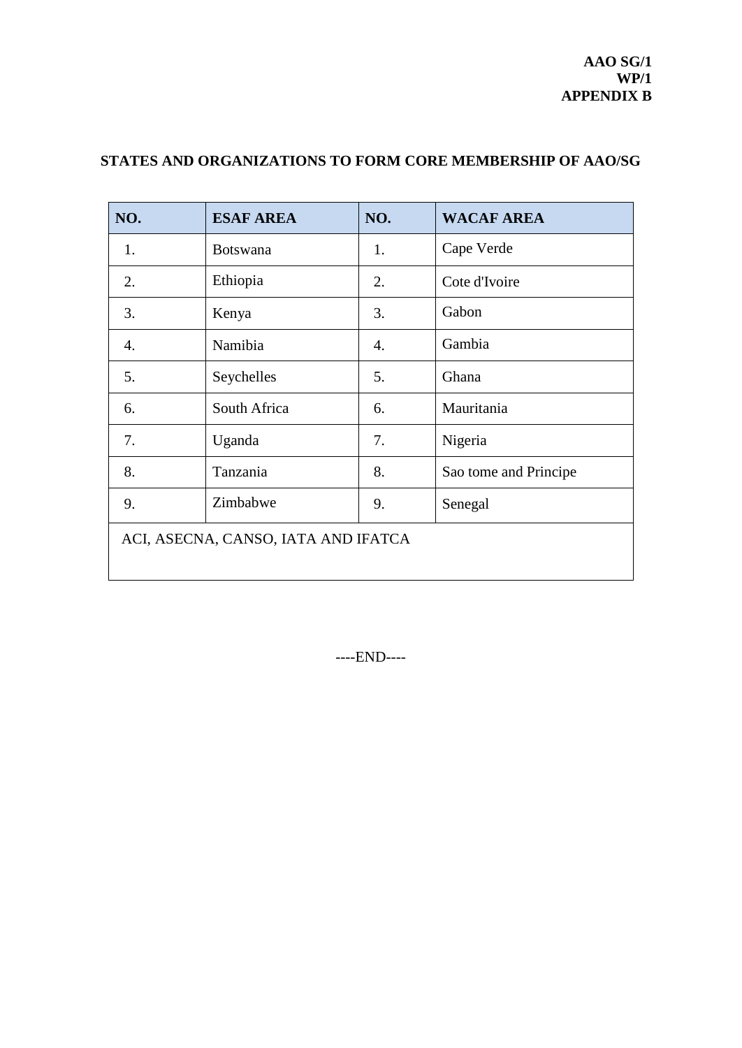**AAO SG/1**
**WP/1**
**APPENDIX B**

## STATES AND ORGANIZATIONS TO FORM CORE MEMBERSHIP OF AAO/SG

| NO. | ESAF AREA | NO. | WACAF AREA |
|---|---|---|---|
| 1. | Botswana | 1. | Cape Verde |
| 2. | Ethiopia | 2. | Cote d'Ivoire |
| 3. | Kenya | 3. | Gabon |
| 4. | Namibia | 4. | Gambia |
| 5. | Seychelles | 5. | Ghana |
| 6. | South Africa | 6. | Mauritania |
| 7. | Uganda | 7. | Nigeria |
| 8. | Tanzania | 8. | Sao tome and Principe |
| 9. | Zimbabwe | 9. | Senegal |
| ACI, ASECNA, CANSO, IATA AND IFATCA | | | |

----END----